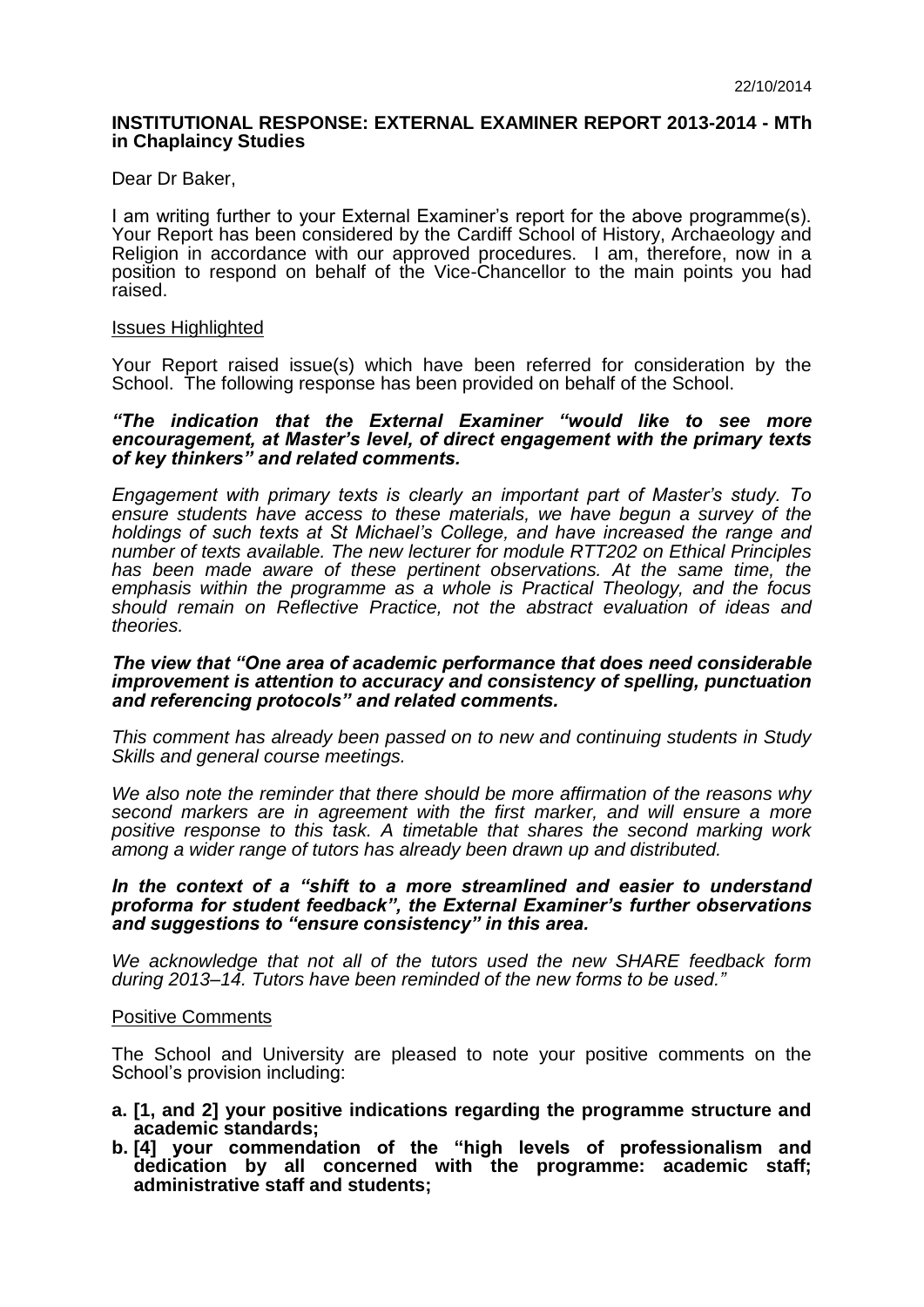22/10/2014

**INSTITUTIONAL RESPONSE: EXTERNAL EXAMINER REPORT 2013-2014 - MTh in Chaplaincy Studies**

Dear Dr Baker,

I am writing further to your External Examiner's report for the above programme(s). Your Report has been considered by the Cardiff School of History, Archaeology and Religion in accordance with our approved procedures. I am, therefore, now in a position to respond on behalf of the Vice-Chancellor to the main points you had raised.

<u>Issues Highlighted</u>

Your Report raised issue(s) which have been referred for consideration by the School. The following response has been provided on behalf of the School.

***"The indication that the External Examiner "would like to see more encouragement, at Master's level, of direct engagement with the primary texts of key thinkers" and related comments.***

*Engagement with primary texts is clearly an important part of Master's study. To ensure students have access to these materials, we have begun a survey of the holdings of such texts at St Michael's College, and have increased the range and number of texts available. The new lecturer for module RTT202 on Ethical Principles has been made aware of these pertinent observations. At the same time, the emphasis within the programme as a whole is Practical Theology, and the focus should remain on Reflective Practice, not the abstract evaluation of ideas and theories.*

***The view that "One area of academic performance that does need considerable improvement is attention to accuracy and consistency of spelling, punctuation and referencing protocols" and related comments.***

*This comment has already been passed on to new and continuing students in Study Skills and general course meetings.*

*We also note the reminder that there should be more affirmation of the reasons why second markers are in agreement with the first marker, and will ensure a more positive response to this task. A timetable that shares the second marking work among a wider range of tutors has already been drawn up and distributed.*

***In the context of a "shift to a more streamlined and easier to understand proforma for student feedback", the External Examiner's further observations and suggestions to "ensure consistency" in this area.***

*We acknowledge that not all of the tutors used the new SHARE feedback form during 2013–14. Tutors have been reminded of the new forms to be used."*

<u>Positive Comments</u>

The School and University are pleased to note your positive comments on the School's provision including:

- **a. [1, and 2] your positive indications regarding the programme structure and academic standards;**
- **b. [4] your commendation of the "high levels of professionalism and dedication by all concerned with the programme: academic staff; administrative staff and students;**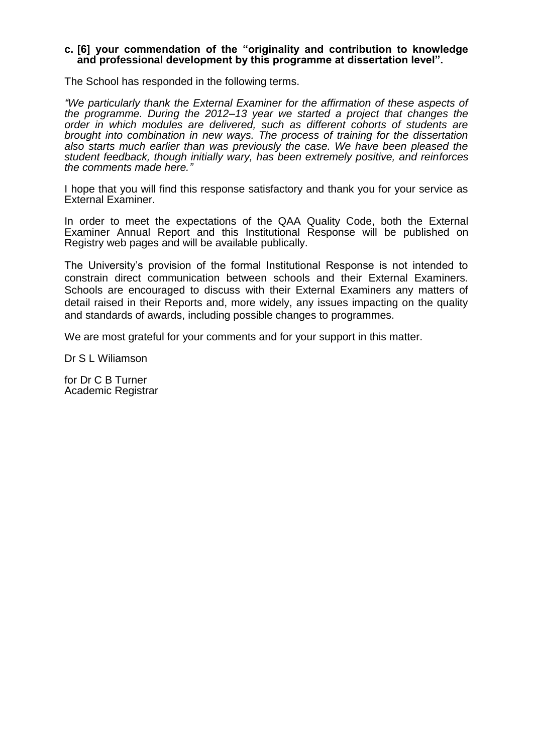**c. [6] your commendation of the "originality and contribution to knowledge and professional development by this programme at dissertation level".**

The School has responded in the following terms.

*"We particularly thank the External Examiner for the affirmation of these aspects of the programme. During the 2012–13 year we started a project that changes the order in which modules are delivered, such as different cohorts of students are brought into combination in new ways. The process of training for the dissertation also starts much earlier than was previously the case. We have been pleased the student feedback, though initially wary, has been extremely positive, and reinforces the comments made here."*

I hope that you will find this response satisfactory and thank you for your service as External Examiner.

In order to meet the expectations of the QAA Quality Code, both the External Examiner Annual Report and this Institutional Response will be published on Registry web pages and will be available publically.

The University's provision of the formal Institutional Response is not intended to constrain direct communication between schools and their External Examiners. Schools are encouraged to discuss with their External Examiners any matters of detail raised in their Reports and, more widely, any issues impacting on the quality and standards of awards, including possible changes to programmes.

We are most grateful for your comments and for your support in this matter.

Dr S L Wiliamson

for Dr C B Turner
Academic Registrar